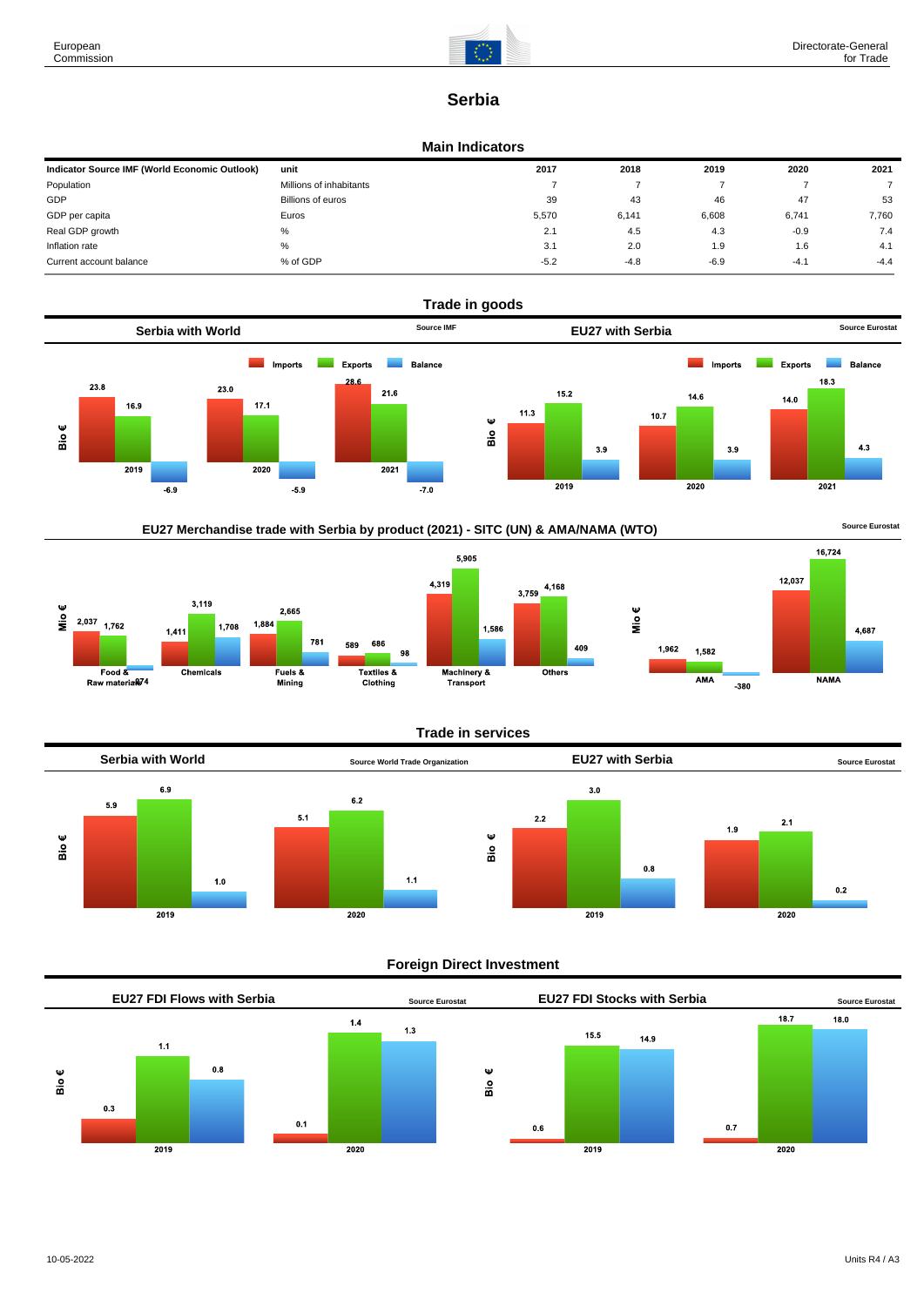# Serbia

## Main Indicators

| Indicator Source IMF (World Economic Outlook) | unit | 2017 | 2018 | 2019 | 2020 | 2021 |
|---|---|---|---|---|---|---|
| Population | Millions of inhabitants | 7 | 7 | 7 | 7 | 7 |
| GDP | Billions of euros | 39 | 43 | 46 | 47 | 53 |
| GDP per capita | Euros | 5,570 | 6,141 | 6,608 | 6,741 | 7,760 |
| Real GDP growth | % | 2.1 | 4.5 | 4.3 | -0.9 | 7.4 |
| Inflation rate | % | 3.1 | 2.0 | 1.9 | 1.6 | 4.1 |
| Current account balance | % of GDP | -5.2 | -4.8 | -6.9 | -4.1 | -4.4 |

## Trade in goods

### Serbia with World

Source IMF

Imports Exports Balance

Bio €

2019: 23.8 16.9 -6.9
2020: 23.0 17.1 -5.9
2021: 28.6 21.6 -7.0

### EU27 with Serbia

Source Eurostat

Imports Exports Balance

Bio €

2019: 11.3 15.2 3.9
2020: 10.7 14.6 3.9
2021: 14.0 18.3 4.3

### EU27 Merchandise trade with Serbia by product (2021) - SITC (UN) & AMA/NAMA (WTO)

Source Eurostat

Mio €

Food & Raw materials: 2,037 1,762 -274
Chemicals: 1,411 3,119 1,708
Fuels & Mining: 1,884 2,665 781
Textiles & Clothing: 589 686 98
Machinery & Transport: 4,319 5,905 1,586
Others: 3,759 4,168 409

Mio €

AMA: 1,962 1,582 -380
NAMA: 12,037 16,724 4,687

## Trade in services

### Serbia with World

Source World Trade Organization

Bio €

2019: 5.9 6.9 1.0
2020: 5.1 6.2 1.1

### EU27 with Serbia

Source Eurostat

Bio €

2019: 2.2 3.0 0.8
2020: 1.9 2.1 0.2

## Foreign Direct Investment

### EU27 FDI Flows with Serbia

Source Eurostat

Bio €

2019: 0.3 1.1 0.8
2020: 0.1 1.4 1.3

### EU27 FDI Stocks with Serbia

Source Eurostat

Bio €

2019: 0.6 15.5 14.9
2020: 0.7 18.7 18.0

10-05-2022 Units R4 / A3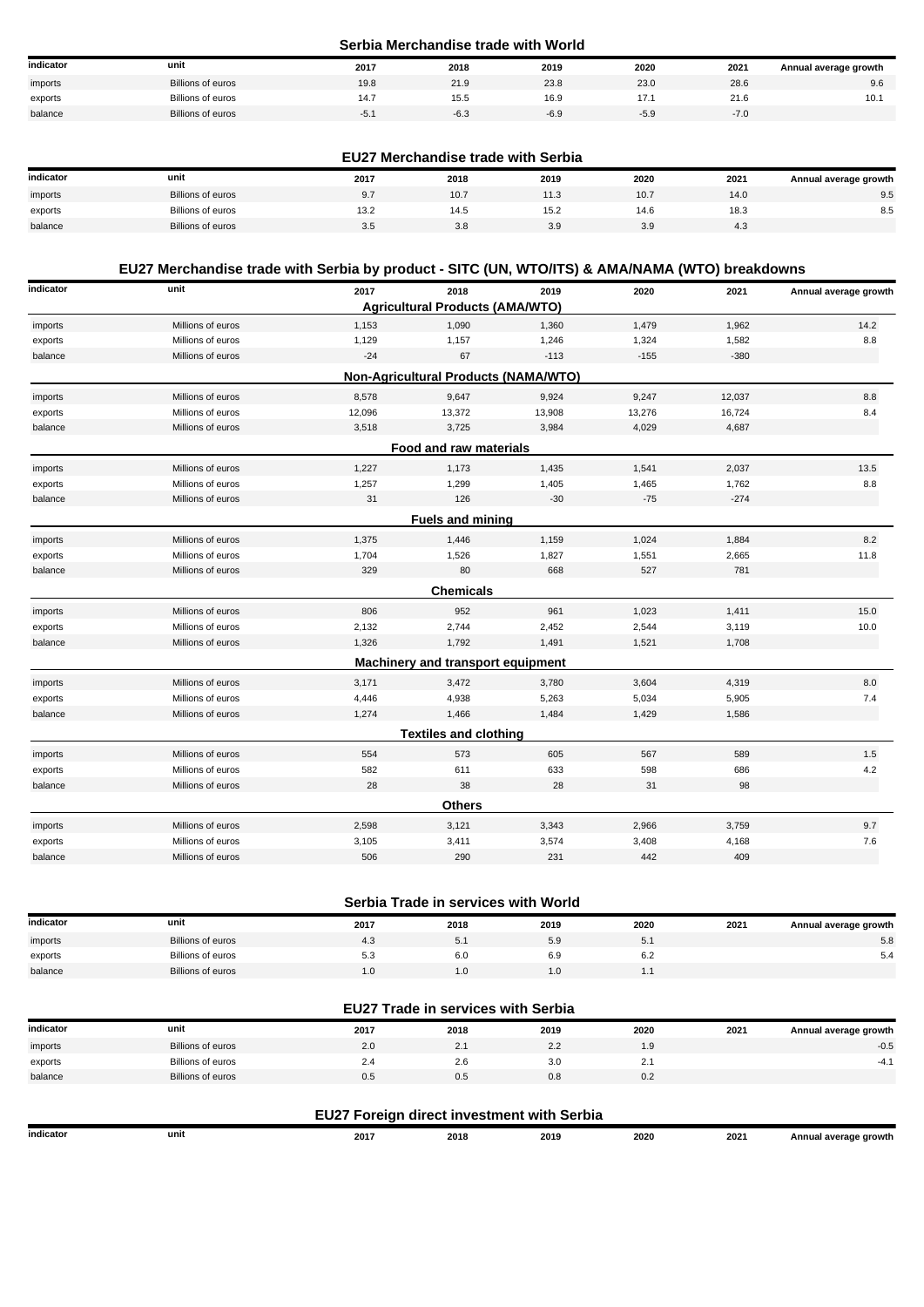## Serbia Merchandise trade with World

| indicator | unit | 2017 | 2018 | 2019 | 2020 | 2021 | Annual average growth |
|---|---|---|---|---|---|---|---|
| imports | Billions of euros | 19.8 | 21.9 | 23.8 | 23.0 | 28.6 | 9.6 |
| exports | Billions of euros | 14.7 | 15.5 | 16.9 | 17.1 | 21.6 | 10.1 |
| balance | Billions of euros | -5.1 | -6.3 | -6.9 | -5.9 | -7.0 | |

## EU27 Merchandise trade with Serbia

| indicator | unit | 2017 | 2018 | 2019 | 2020 | 2021 | Annual average growth |
|---|---|---|---|---|---|---|---|
| imports | Billions of euros | 9.7 | 10.7 | 11.3 | 10.7 | 14.0 | 9.5 |
| exports | Billions of euros | 13.2 | 14.5 | 15.2 | 14.6 | 18.3 | 8.5 |
| balance | Billions of euros | 3.5 | 3.8 | 3.9 | 3.9 | 4.3 | |

## EU27 Merchandise trade with Serbia by product - SITC (UN, WTO/ITS) & AMA/NAMA (WTO) breakdowns

| indicator | unit | 2017 | 2018 | 2019 | 2020 | 2021 | Annual average growth |
|---|---|---|---|---|---|---|---|
| | | | **Agricultural Products (AMA/WTO)** | | | | |
| imports | Millions of euros | 1,153 | 1,090 | 1,360 | 1,479 | 1,962 | 14.2 |
| exports | Millions of euros | 1,129 | 1,157 | 1,246 | 1,324 | 1,582 | 8.8 |
| balance | Millions of euros | -24 | 67 | -113 | -155 | -380 | |
| | | | **Non-Agricultural Products (NAMA/WTO)** | | | | |
| imports | Millions of euros | 8,578 | 9,647 | 9,924 | 9,247 | 12,037 | 8.8 |
| exports | Millions of euros | 12,096 | 13,372 | 13,908 | 13,276 | 16,724 | 8.4 |
| balance | Millions of euros | 3,518 | 3,725 | 3,984 | 4,029 | 4,687 | |
| | | | **Food and raw materials** | | | | |
| imports | Millions of euros | 1,227 | 1,173 | 1,435 | 1,541 | 2,037 | 13.5 |
| exports | Millions of euros | 1,257 | 1,299 | 1,405 | 1,465 | 1,762 | 8.8 |
| balance | Millions of euros | 31 | 126 | -30 | -75 | -274 | |
| | | | **Fuels and mining** | | | | |
| imports | Millions of euros | 1,375 | 1,446 | 1,159 | 1,024 | 1,884 | 8.2 |
| exports | Millions of euros | 1,704 | 1,526 | 1,827 | 1,551 | 2,665 | 11.8 |
| balance | Millions of euros | 329 | 80 | 668 | 527 | 781 | |
| | | | **Chemicals** | | | | |
| imports | Millions of euros | 806 | 952 | 961 | 1,023 | 1,411 | 15.0 |
| exports | Millions of euros | 2,132 | 2,744 | 2,452 | 2,544 | 3,119 | 10.0 |
| balance | Millions of euros | 1,326 | 1,792 | 1,491 | 1,521 | 1,708 | |
| | | | **Machinery and transport equipment** | | | | |
| imports | Millions of euros | 3,171 | 3,472 | 3,780 | 3,604 | 4,319 | 8.0 |
| exports | Millions of euros | 4,446 | 4,938 | 5,263 | 5,034 | 5,905 | 7.4 |
| balance | Millions of euros | 1,274 | 1,466 | 1,484 | 1,429 | 1,586 | |
| | | | **Textiles and clothing** | | | | |
| imports | Millions of euros | 554 | 573 | 605 | 567 | 589 | 1.5 |
| exports | Millions of euros | 582 | 611 | 633 | 598 | 686 | 4.2 |
| balance | Millions of euros | 28 | 38 | 28 | 31 | 98 | |
| | | | **Others** | | | | |
| imports | Millions of euros | 2,598 | 3,121 | 3,343 | 2,966 | 3,759 | 9.7 |
| exports | Millions of euros | 3,105 | 3,411 | 3,574 | 3,408 | 4,168 | 7.6 |
| balance | Millions of euros | 506 | 290 | 231 | 442 | 409 | |

## Serbia Trade in services with World

| indicator | unit | 2017 | 2018 | 2019 | 2020 | 2021 | Annual average growth |
|---|---|---|---|---|---|---|---|
| imports | Billions of euros | 4.3 | 5.1 | 5.9 | 5.1 | | 5.8 |
| exports | Billions of euros | 5.3 | 6.0 | 6.9 | 6.2 | | 5.4 |
| balance | Billions of euros | 1.0 | 1.0 | 1.0 | 1.1 | | |

## EU27 Trade in services with Serbia

| indicator | unit | 2017 | 2018 | 2019 | 2020 | 2021 | Annual average growth |
|---|---|---|---|---|---|---|---|
| imports | Billions of euros | 2.0 | 2.1 | 2.2 | 1.9 | | -0.5 |
| exports | Billions of euros | 2.4 | 2.6 | 3.0 | 2.1 | | -4.1 |
| balance | Billions of euros | 0.5 | 0.5 | 0.8 | 0.2 | | |

## EU27 Foreign direct investment with Serbia

| indicator | unit | 2017 | 2018 | 2019 | 2020 | 2021 | Annual average growth |
|---|---|---|---|---|---|---|---|